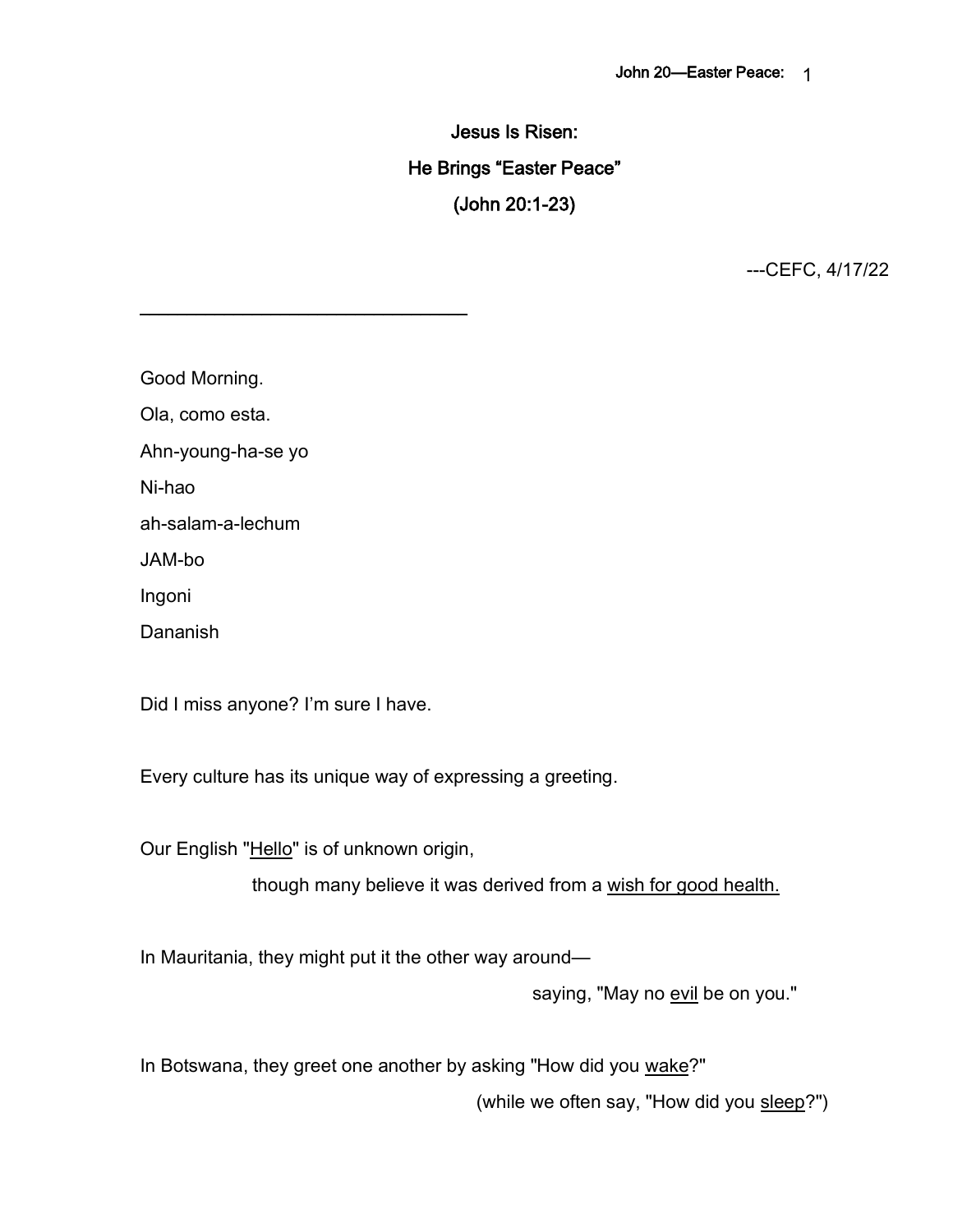# Jesus Is Risen:
# He Brings "Easter Peace"
# (John 20:1-23)

---CEFC, 4/17/22

---

Good Morning.

Ola, como esta.

Ahn-young-ha-se yo

Ni-hao

ah-salam-a-lechum

JAM-bo

Ingoni

Dananish

Did I miss anyone? I'm sure I have.

Every culture has its unique way of expressing a greeting.

Our English "Hello" is of unknown origin,

though many believe it was derived from a wish for good health.

In Mauritania, they might put it the other way around—

saying, "May no evil be on you."

In Botswana, they greet one another by asking "How did you wake?"

(while we often say, "How did you sleep?")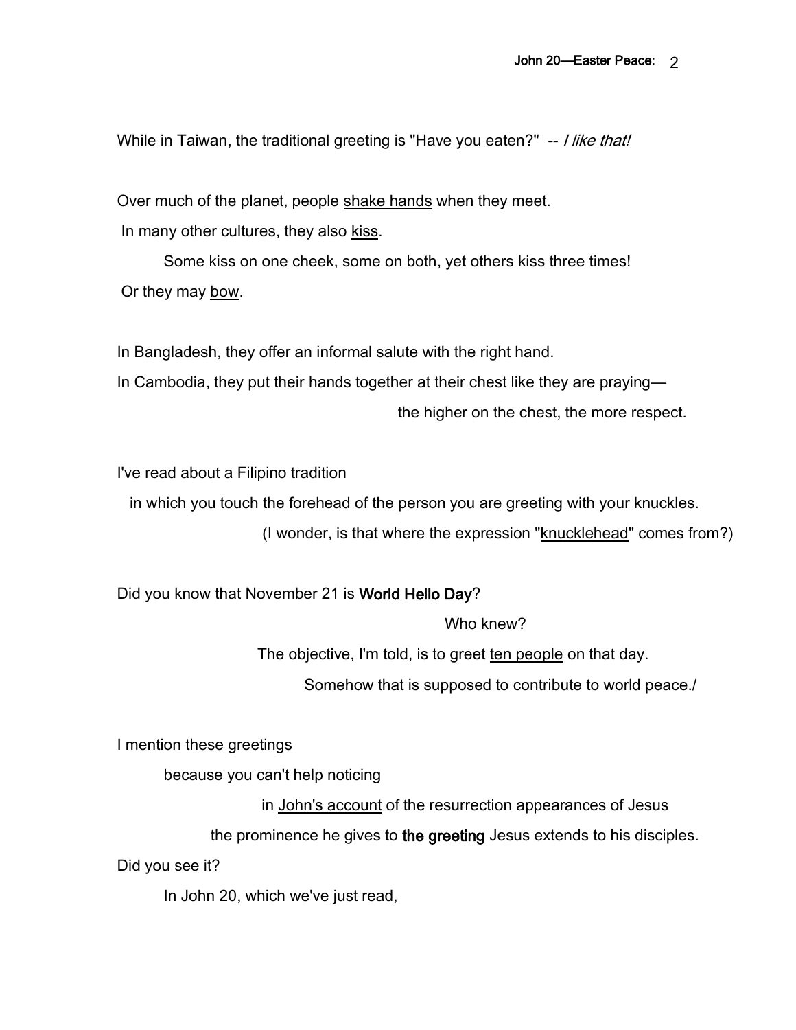While in Taiwan, the traditional greeting is "Have you eaten?" -- *I like that!*

Over much of the planet, people shake hands when they meet.

In many other cultures, they also kiss.

Some kiss on one cheek, some on both, yet others kiss three times!

Or they may bow.

In Bangladesh, they offer an informal salute with the right hand.

In Cambodia, they put their hands together at their chest like they are praying—

the higher on the chest, the more respect.

I've read about a Filipino tradition

in which you touch the forehead of the person you are greeting with your knuckles.

(I wonder, is that where the expression "knucklehead" comes from?)

Did you know that November 21 is **World Hello Day**?

Who knew?

The objective, I'm told, is to greet ten people on that day.

Somehow that is supposed to contribute to world peace./

I mention these greetings

because you can't help noticing

in John's account of the resurrection appearances of Jesus

the prominence he gives to **the greeting** Jesus extends to his disciples.

Did you see it?

In John 20, which we've just read,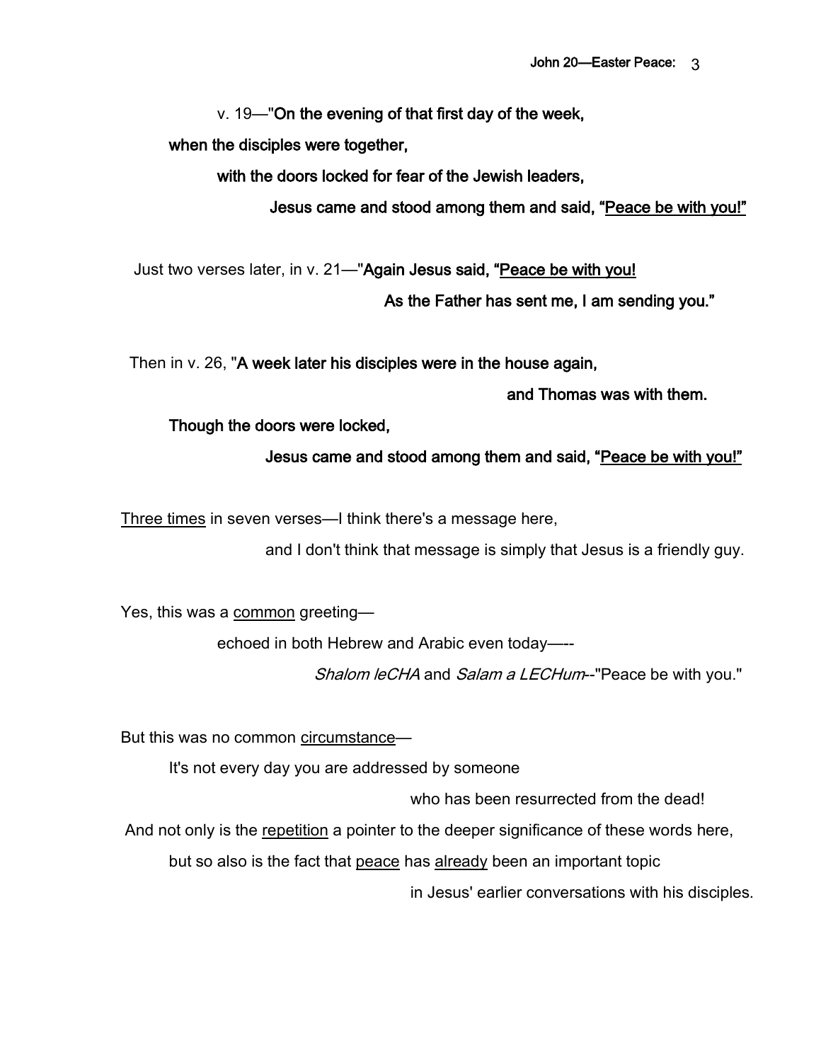v. 19—"**On the evening of that first day of the week,**

**when the disciples were together,**

**with the doors locked for fear of the Jewish leaders,**

**Jesus came and stood among them and said, "<u>Peace be with you!</u>"**

Just two verses later, in v. 21—"**Again Jesus said, "<u>Peace be with you!</u>**

**As the Father has sent me, I am sending you."**

Then in v. 26, "**A week later his disciples were in the house again,**

**and Thomas was with them.**

**Though the doors were locked,**

**Jesus came and stood among them and said, "<u>Peace be with you!</u>"**

<u>Three times</u> in seven verses—I think there's a message here,

and I don't think that message is simply that Jesus is a friendly guy.

Yes, this was a <u>common</u> greeting—

echoed in both Hebrew and Arabic even today—--

*Shalom leCHA* and *Salam a LECHum*--"Peace be with you."

But this was no common <u>circumstance</u>—

It's not every day you are addressed by someone

who has been resurrected from the dead!

And not only is the <u>repetition</u> a pointer to the deeper significance of these words here,

but so also is the fact that <u>peace</u> has <u>already</u> been an important topic

in Jesus' earlier conversations with his disciples.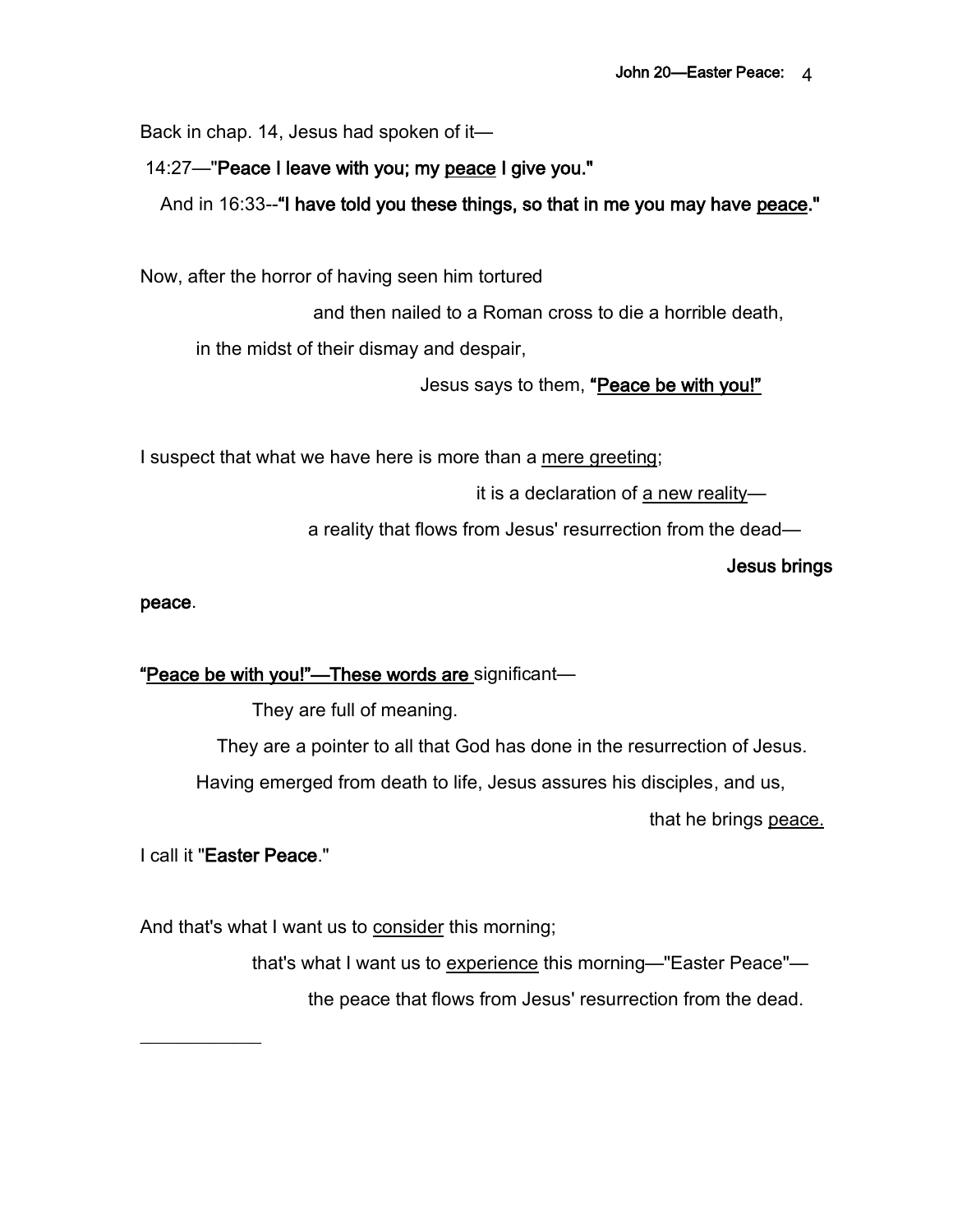Back in chap. 14, Jesus had spoken of it—

14:27—"**Peace I leave with you; my <u>peace</u> I give you."**

And in 16:33--**"I have told you these things, so that in me you may have <u>peace</u>."**

Now, after the horror of having seen him tortured

and then nailed to a Roman cross to die a horrible death,

in the midst of their dismay and despair,

Jesus says to them, **<u>"Peace be with you!"</u>**

I suspect that what we have here is more than a <u>mere greeting</u>;

it is a declaration of <u>a new reality</u>—

a reality that flows from Jesus' resurrection from the dead—

**Jesus brings peace**.

**<u>"Peace be with you!"—These words are</u>** significant—

They are full of meaning.

They are a pointer to all that God has done in the resurrection of Jesus.

Having emerged from death to life, Jesus assures his disciples, and us,

that he brings <u>peace.</u>

I call it "**Easter Peace**."

And that's what I want us to <u>consider</u> this morning;

that's what I want us to <u>experience</u> this morning—"Easter Peace"—

the peace that flows from Jesus' resurrection from the dead.

---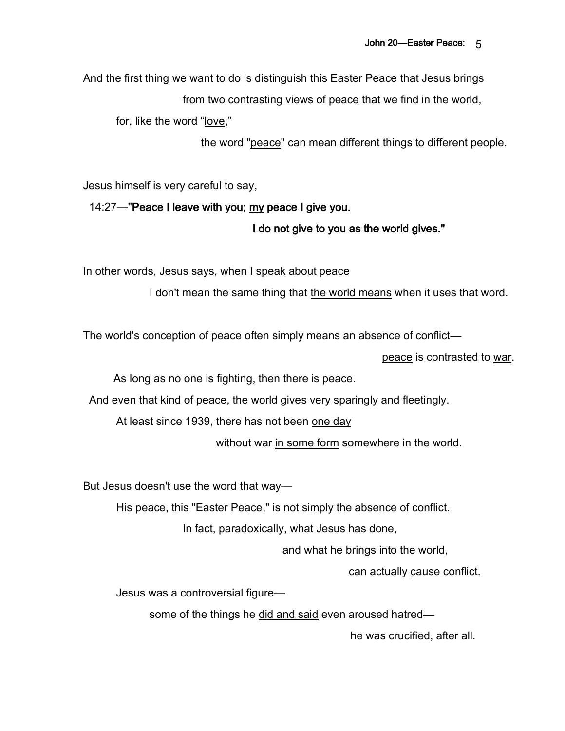And the first thing we want to do is distinguish this Easter Peace that Jesus brings

from two contrasting views of <u>peace</u> that we find in the world,

for, like the word "<u>love</u>,"

the word "<u>peace</u>" can mean different things to different people.

Jesus himself is very careful to say,

14:27—"**Peace I leave with you; <u>my</u> peace I give you.**

**I do not give to you as the world gives."**

In other words, Jesus says, when I speak about peace

I don't mean the same thing that <u>the world means</u> when it uses that word.

The world's conception of peace often simply means an absence of conflict—

<u>peace</u> is contrasted to <u>war</u>.

As long as no one is fighting, then there is peace.

And even that kind of peace, the world gives very sparingly and fleetingly.

At least since 1939, there has not been <u>one day</u>

without war <u>in some form</u> somewhere in the world.

But Jesus doesn't use the word that way—

His peace, this "Easter Peace," is not simply the absence of conflict.

In fact, paradoxically, what Jesus has done,

and what he brings into the world,

can actually <u>cause</u> conflict.

Jesus was a controversial figure—

some of the things he <u>did and said</u> even aroused hatred—

he was crucified, after all.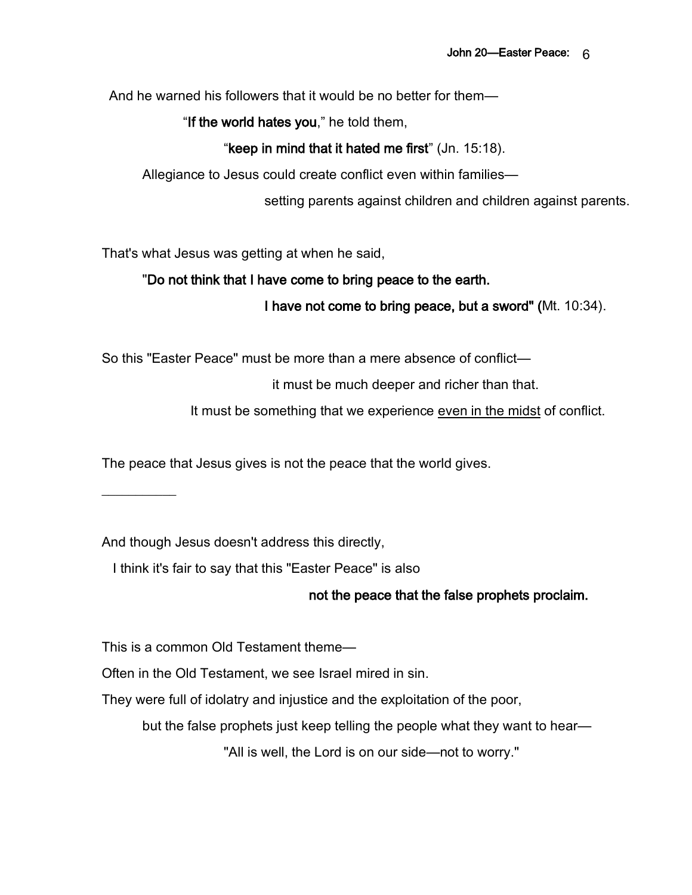And he warned his followers that it would be no better for them—

"**If the world hates you**," he told them,

"**keep in mind that it hated me first**" (Jn. 15:18).

Allegiance to Jesus could create conflict even within families—

setting parents against children and children against parents.

That's what Jesus was getting at when he said,

"**Do not think that I have come to bring peace to the earth.**

**I have not come to bring peace, but a sword" (**Mt. 10:34).

So this "Easter Peace" must be more than a mere absence of conflict—

it must be much deeper and richer than that.

It must be something that we experience <u>even in the midst</u> of conflict.

The peace that Jesus gives is not the peace that the world gives.

__________

And though Jesus doesn't address this directly,

I think it's fair to say that this "Easter Peace" is also

**not the peace that the false prophets proclaim.**

This is a common Old Testament theme—

Often in the Old Testament, we see Israel mired in sin.

They were full of idolatry and injustice and the exploitation of the poor,

but the false prophets just keep telling the people what they want to hear—

"All is well, the Lord is on our side—not to worry."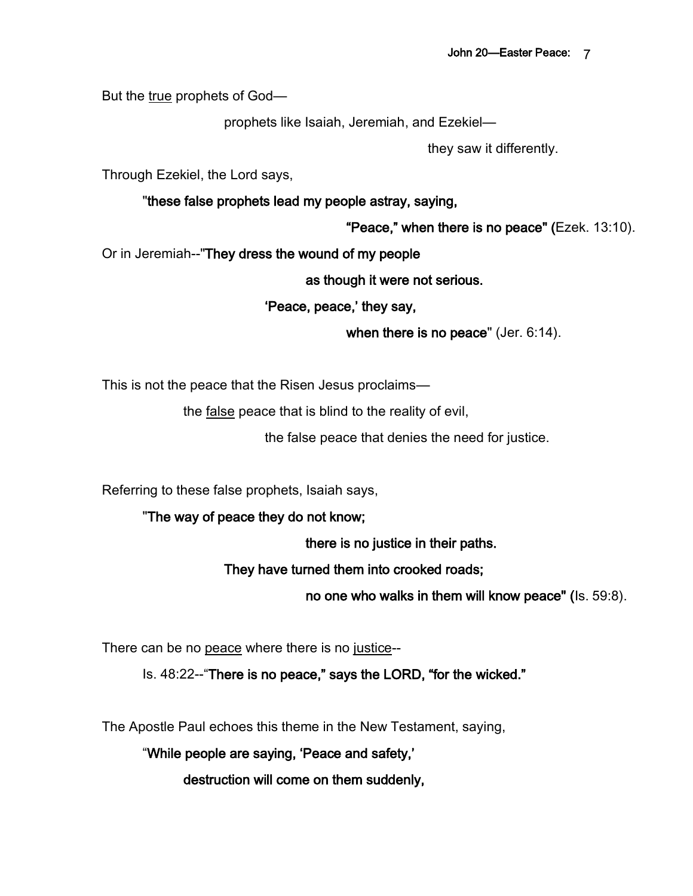But the <u>true</u> prophets of God—

prophets like Isaiah, Jeremiah, and Ezekiel—

they saw it differently.

Through Ezekiel, the Lord says,

"**these false prophets lead my people astray, saying,**

**"Peace," when there is no peace" (**Ezek. 13:10).

Or in Jeremiah--"**They dress the wound of my people**

**as though it were not serious.**

**'Peace, peace,' they say,**

**when there is no peace**" (Jer. 6:14).

This is not the peace that the Risen Jesus proclaims—

the <u>false</u> peace that is blind to the reality of evil,

the false peace that denies the need for justice.

Referring to these false prophets, Isaiah says,

"**The way of peace they do not know;**

**there is no justice in their paths.**

**They have turned them into crooked roads;**

**no one who walks in them will know peace" (**Is. 59:8).

There can be no <u>peace</u> where there is no <u>justice</u>--

Is. 48:22--"**There is no peace," says the LORD, "for the wicked."**

The Apostle Paul echoes this theme in the New Testament, saying,

"**While people are saying, 'Peace and safety,'**

**destruction will come on them suddenly,**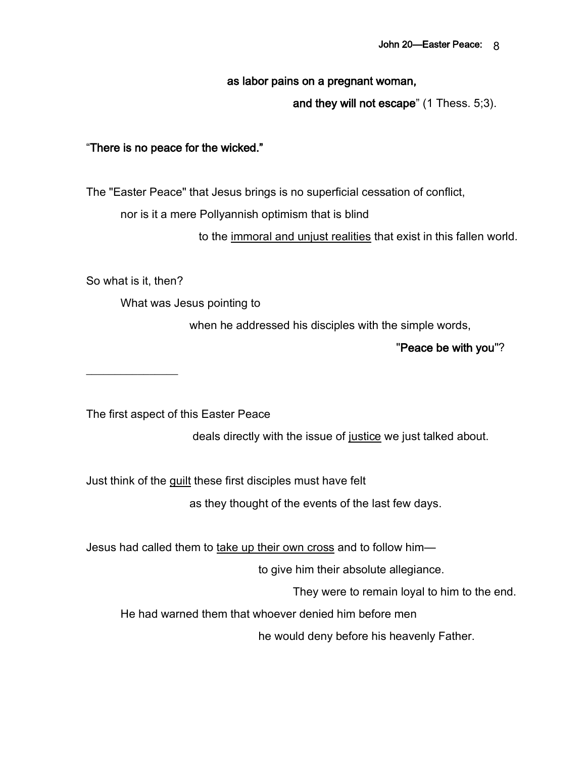**as labor pains on a pregnant woman,**

**and they will not escape**" (1 Thess. 5;3).

"**There is no peace for the wicked.**"

The "Easter Peace" that Jesus brings is no superficial cessation of conflict,

nor is it a mere Pollyannish optimism that is blind

to the <u>immoral and unjust realities</u> that exist in this fallen world.

So what is it, then?

What was Jesus pointing to

when he addressed his disciples with the simple words,

"**Peace be with you**"?

______________

The first aspect of this Easter Peace

deals directly with the issue of <u>justice</u> we just talked about.

Just think of the <u>guilt</u> these first disciples must have felt

as they thought of the events of the last few days.

Jesus had called them to <u>take up their own cross</u> and to follow him—

to give him their absolute allegiance.

They were to remain loyal to him to the end.

He had warned them that whoever denied him before men

he would deny before his heavenly Father.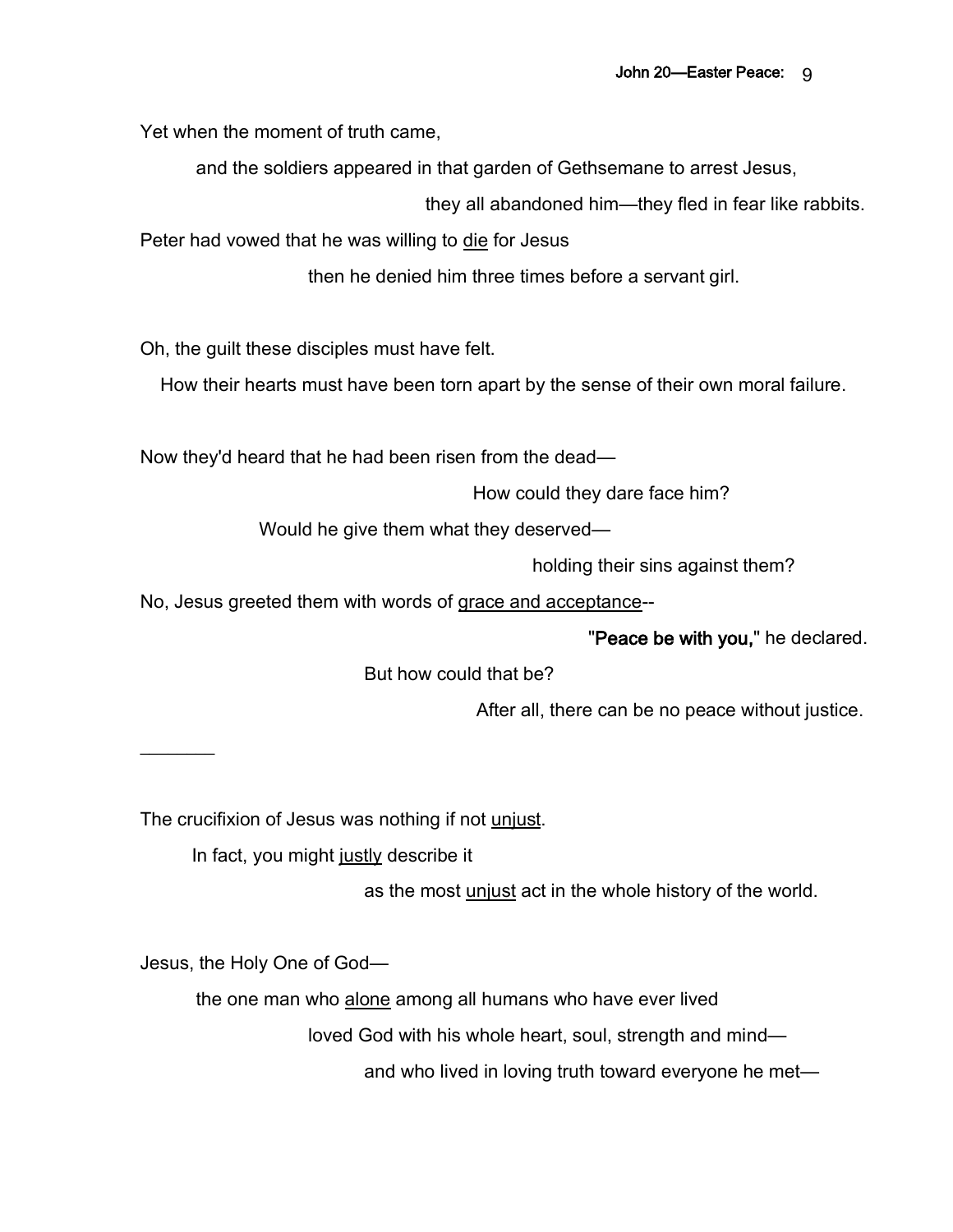Yet when the moment of truth came,

and the soldiers appeared in that garden of Gethsemane to arrest Jesus,

they all abandoned him—they fled in fear like rabbits.

Peter had vowed that he was willing to <u>die</u> for Jesus

then he denied him three times before a servant girl.

Oh, the guilt these disciples must have felt.

How their hearts must have been torn apart by the sense of their own moral failure.

Now they'd heard that he had been risen from the dead—

How could they dare face him?

Would he give them what they deserved—

holding their sins against them?

No, Jesus greeted them with words of <u>grace and acceptance</u>--

"**Peace be with you,**" he declared.

But how could that be?

After all, there can be no peace without justice.

---

The crucifixion of Jesus was nothing if not <u>unjust</u>.

In fact, you might <u>justly</u> describe it

as the most <u>unjust</u> act in the whole history of the world.

Jesus, the Holy One of God—

the one man who <u>alone</u> among all humans who have ever lived

loved God with his whole heart, soul, strength and mind—

and who lived in loving truth toward everyone he met—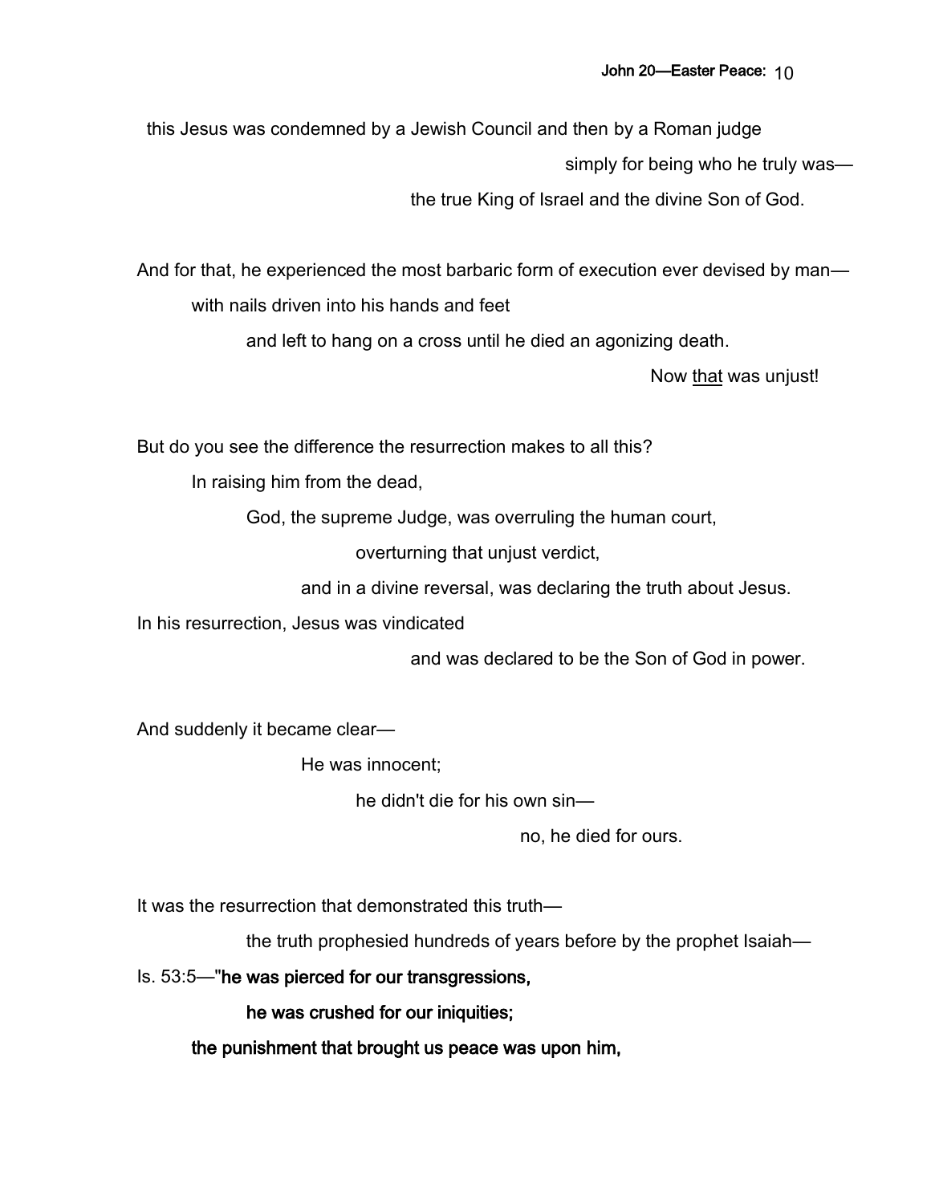this Jesus was condemned by a Jewish Council and then by a Roman judge

simply for being who he truly was—

the true King of Israel and the divine Son of God.

And for that, he experienced the most barbaric form of execution ever devised by man—

with nails driven into his hands and feet

and left to hang on a cross until he died an agonizing death.

Now <u>that</u> was unjust!

But do you see the difference the resurrection makes to all this?

In raising him from the dead,

God, the supreme Judge, was overruling the human court,

overturning that unjust verdict,

and in a divine reversal, was declaring the truth about Jesus.

In his resurrection, Jesus was vindicated

and was declared to be the Son of God in power.

And suddenly it became clear—

He was innocent;

he didn't die for his own sin—

no, he died for ours.

It was the resurrection that demonstrated this truth—

the truth prophesied hundreds of years before by the prophet Isaiah—

Is. 53:5—"**he was pierced for our transgressions,**

**he was crushed for our iniquities;**

**the punishment that brought us peace was upon him,**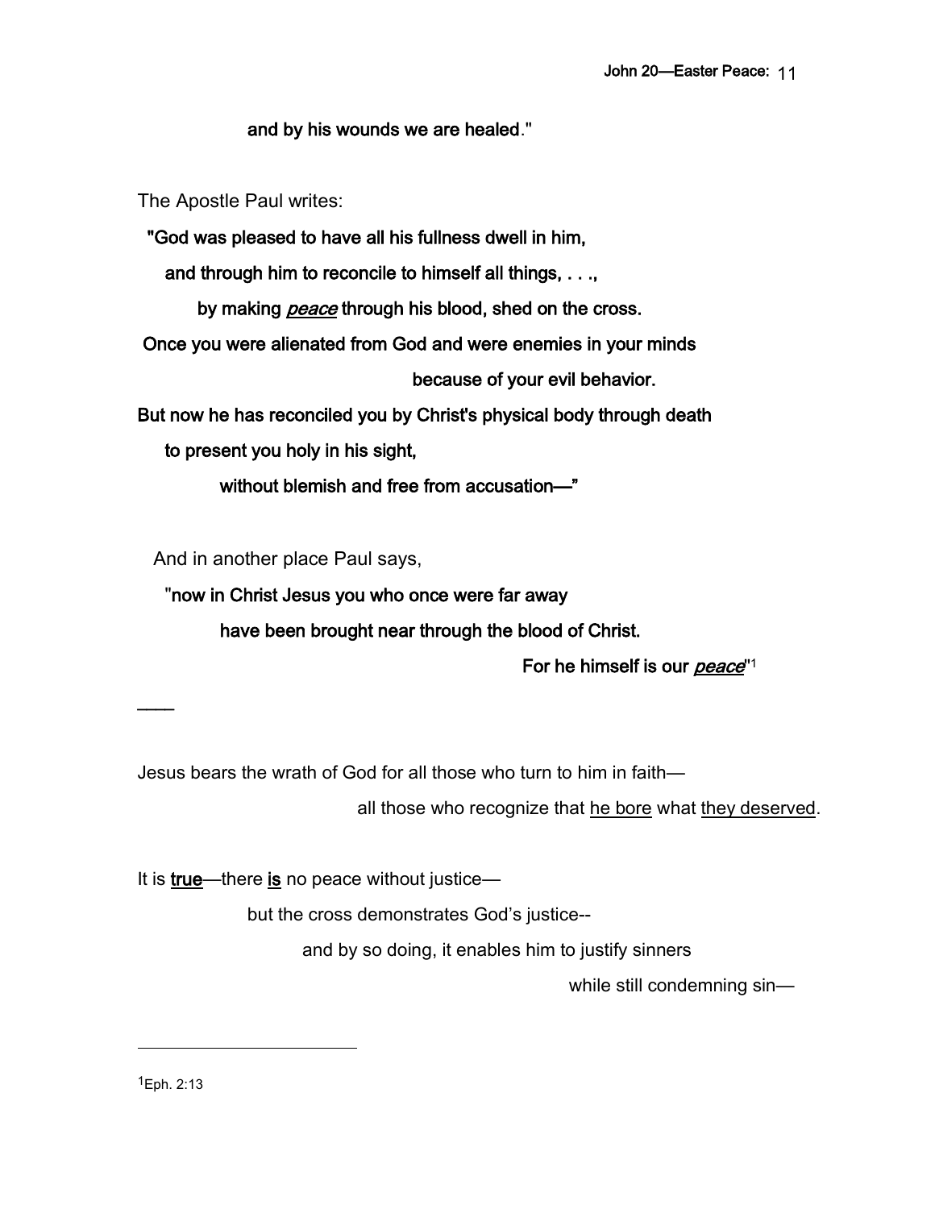**and by his wounds we are healed**."

The Apostle Paul writes:

**"God was pleased to have all his fullness dwell in him,**

**and through him to reconcile to himself all things, . . .,**

**by making *peace* through his blood, shed on the cross.**

**Once you were alienated from God and were enemies in your minds**

**because of your evil behavior.**

**But now he has reconciled you by Christ's physical body through death**

**to present you holy in his sight,**

**without blemish and free from accusation—"**

And in another place Paul says,

**"now in Christ Jesus you who once were far away**

**have been brought near through the blood of Christ.**

**For he himself is our *peace*"**[1]

——

Jesus bears the wrath of God for all those who turn to him in faith—

all those who recognize that <u>he bore</u> what <u>they deserved</u>.

It is **<u>true</u>**—there **<u>is</u>** no peace without justice—

but the cross demonstrates God's justice--

and by so doing, it enables him to justify sinners

while still condemning sin—

---

[1]Eph. 2:13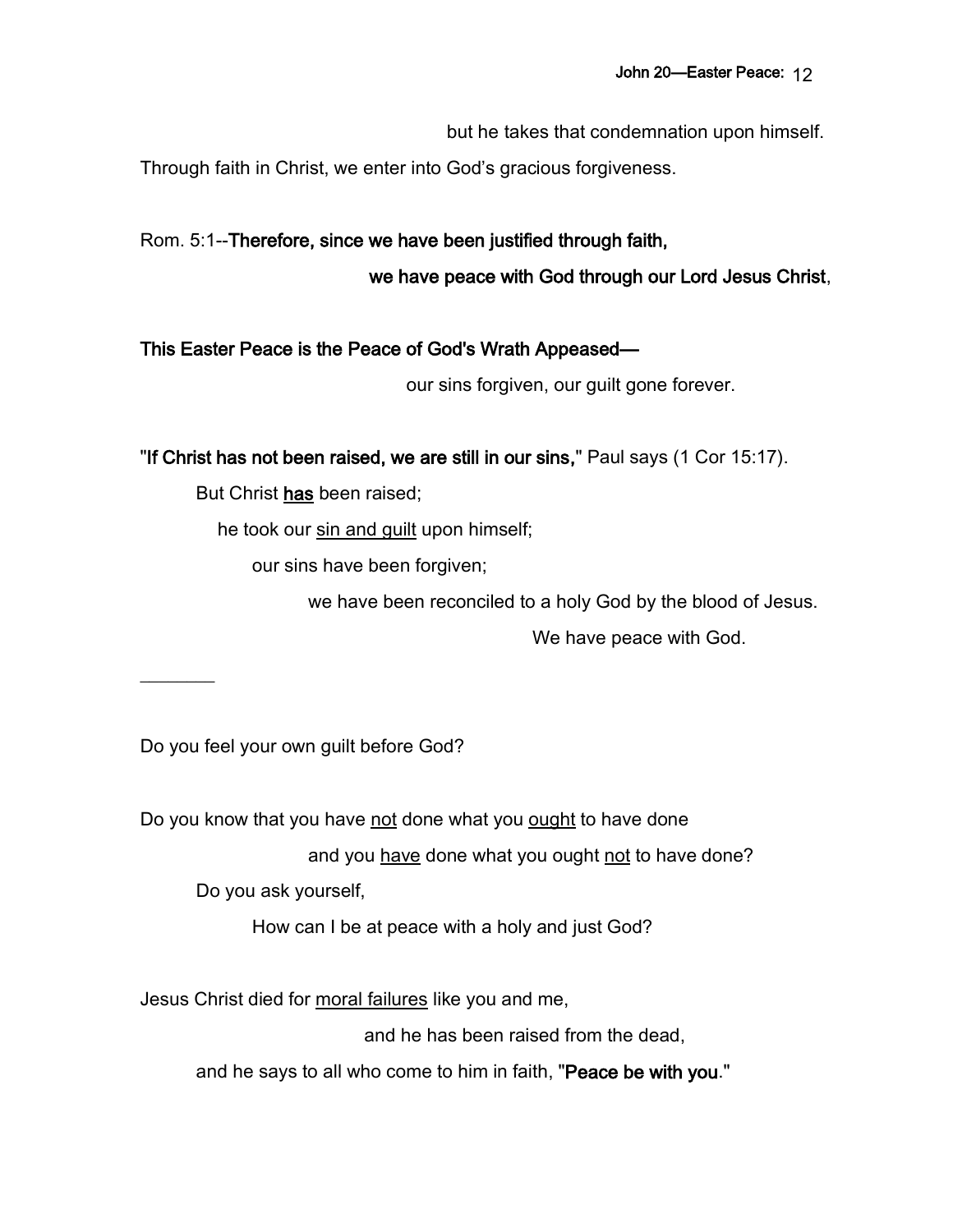but he takes that condemnation upon himself.

Through faith in Christ, we enter into God's gracious forgiveness.

Rom. 5:1--**Therefore, since we have been justified through faith,**

**we have peace with God through our Lord Jesus Christ**,

**This Easter Peace is the Peace of God's Wrath Appeased—**

our sins forgiven, our guilt gone forever.

"**If Christ has not been raised, we are still in our sins,**" Paul says (1 Cor 15:17).

But Christ <u>has</u> been raised;

he took our <u>sin and guilt</u> upon himself;

our sins have been forgiven;

we have been reconciled to a holy God by the blood of Jesus.

We have peace with God.

________

Do you feel your own guilt before God?

Do you know that you have <u>not</u> done what you <u>ought</u> to have done

and you <u>have</u> done what you ought <u>not</u> to have done?

Do you ask yourself,

How can I be at peace with a holy and just God?

Jesus Christ died for <u>moral failures</u> like you and me,

and he has been raised from the dead,

and he says to all who come to him in faith, "**Peace be with you**."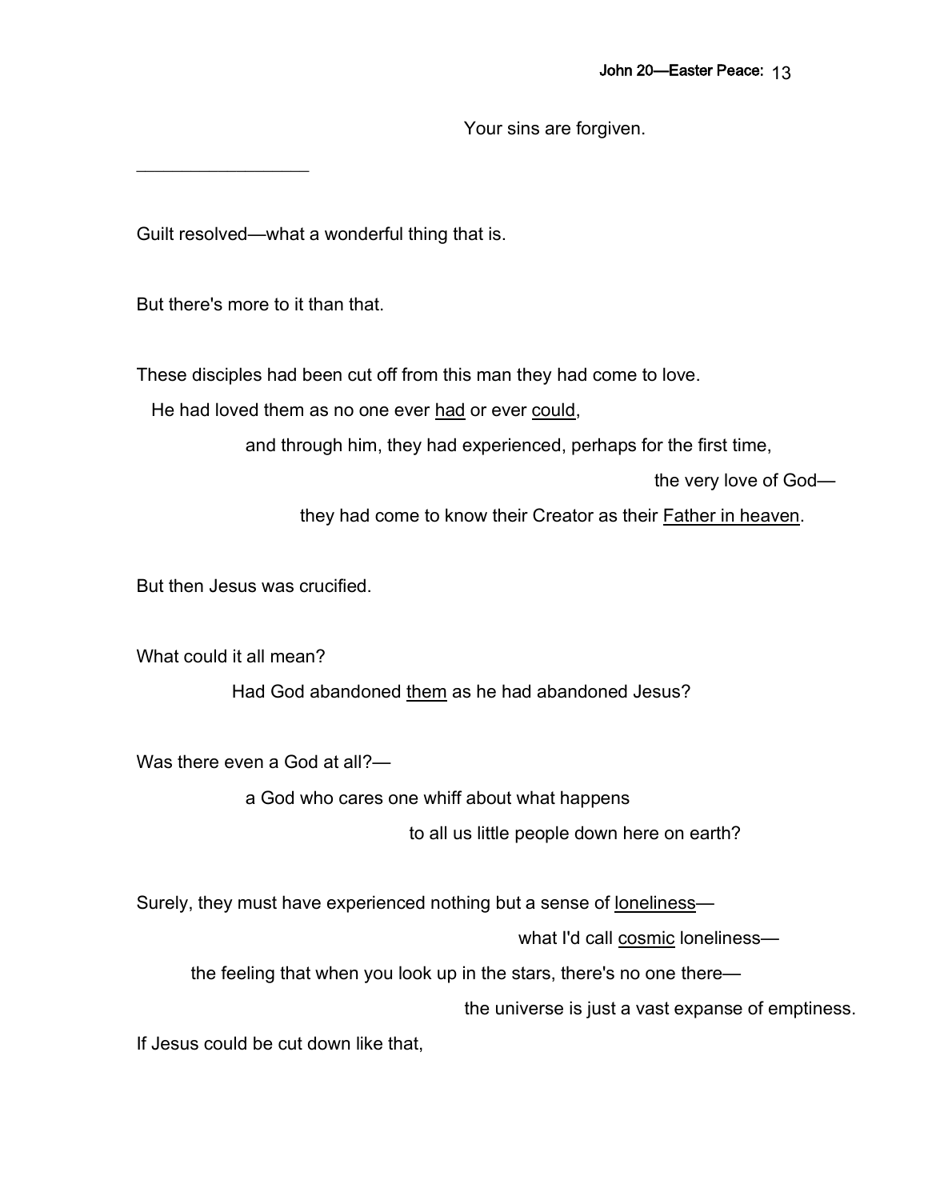Your sins are forgiven.

---

Guilt resolved—what a wonderful thing that is.

But there's more to it than that.

These disciples had been cut off from this man they had come to love.

He had loved them as no one ever <u>had</u> or ever <u>could</u>,

and through him, they had experienced, perhaps for the first time,

the very love of God—

they had come to know their Creator as their <u>Father in heaven</u>.

But then Jesus was crucified.

What could it all mean?

Had God abandoned <u>them</u> as he had abandoned Jesus?

Was there even a God at all?—

a God who cares one whiff about what happens

to all us little people down here on earth?

Surely, they must have experienced nothing but a sense of <u>loneliness</u>—

what I'd call <u>cosmic</u> loneliness—

the feeling that when you look up in the stars, there's no one there—

the universe is just a vast expanse of emptiness.

If Jesus could be cut down like that,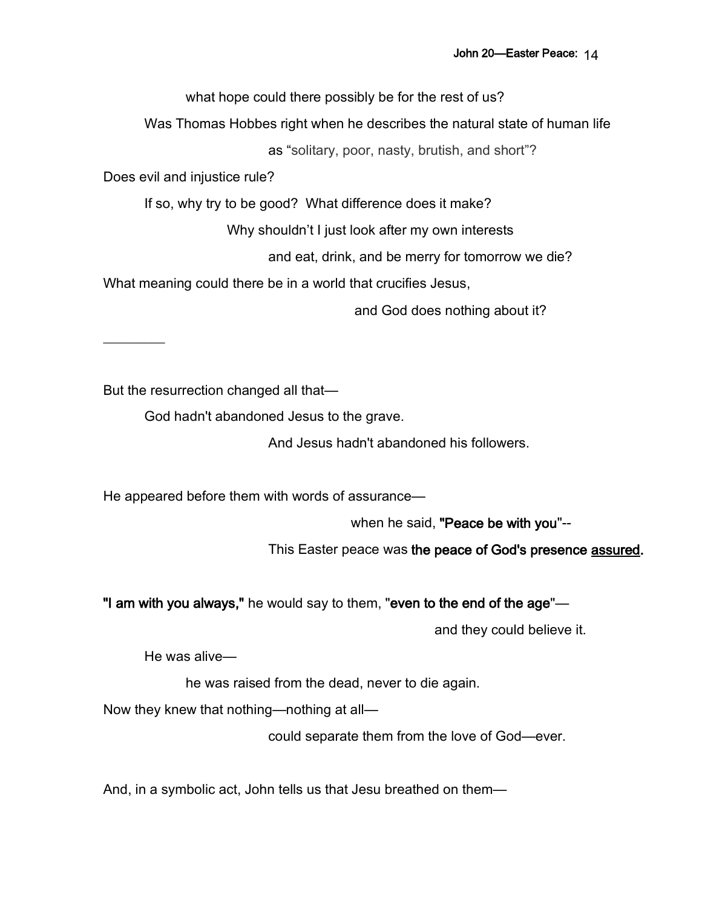what hope could there possibly be for the rest of us?

Was Thomas Hobbes right when he describes the natural state of human life

as "solitary, poor, nasty, brutish, and short"?

Does evil and injustice rule?

If so, why try to be good? What difference does it make?

Why shouldn't I just look after my own interests

and eat, drink, and be merry for tomorrow we die?

What meaning could there be in a world that crucifies Jesus,

and God does nothing about it?

________

But the resurrection changed all that—

God hadn't abandoned Jesus to the grave.

And Jesus hadn't abandoned his followers.

He appeared before them with words of assurance—

when he said, **"Peace be with you"**--

This Easter peace was **the peace of God's presence <u>assured</u>.**

**"I am with you always,"** he would say to them, "**even to the end of the age**"—

and they could believe it.

He was alive—

he was raised from the dead, never to die again.

Now they knew that nothing—nothing at all—

could separate them from the love of God—ever.

And, in a symbolic act, John tells us that Jesu breathed on them—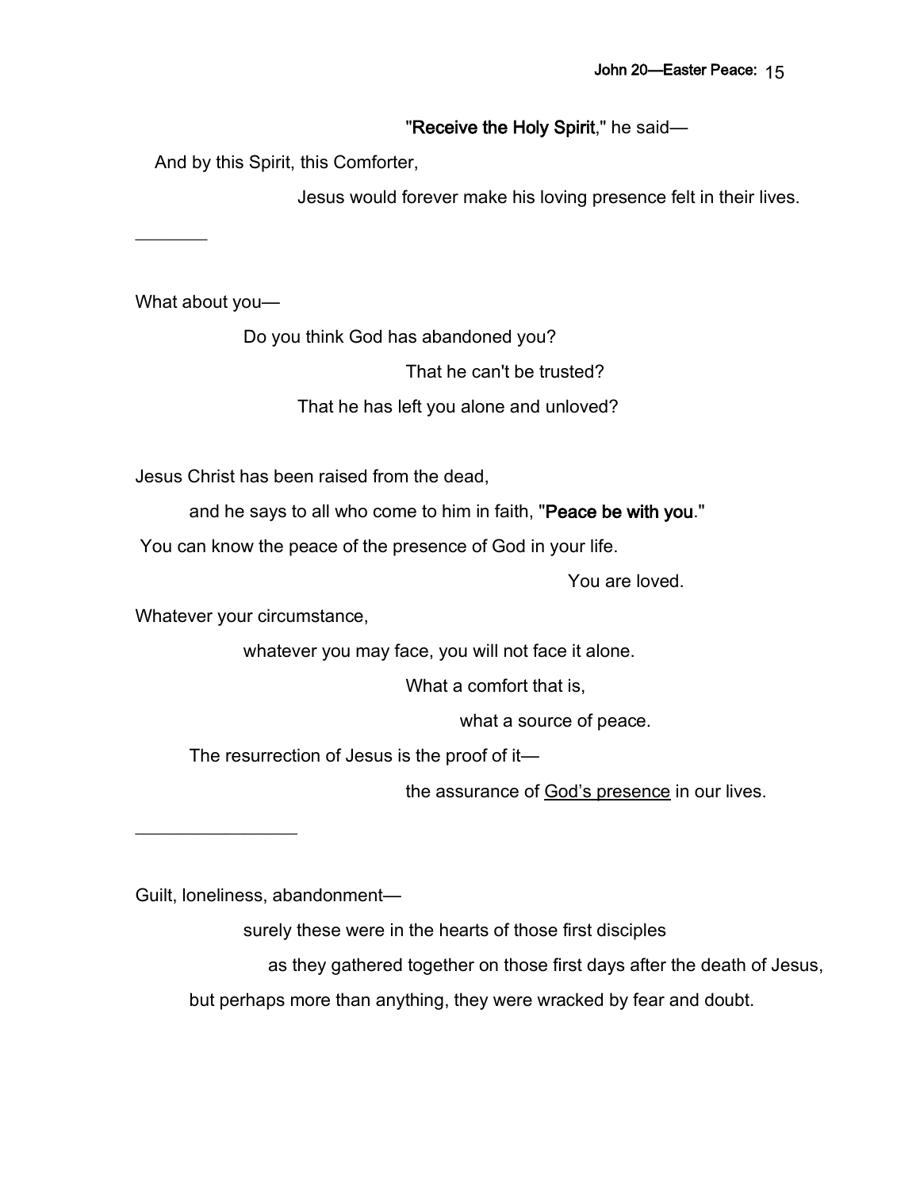"**Receive the Holy Spirit**," he said—

And by this Spirit, this Comforter,

Jesus would forever make his loving presence felt in their lives.

---

What about you—

Do you think God has abandoned you?

That he can't be trusted?

That he has left you alone and unloved?

Jesus Christ has been raised from the dead,

and he says to all who come to him in faith, "**Peace be with you**."

You can know the peace of the presence of God in your life.

You are loved.

Whatever your circumstance,

whatever you may face, you will not face it alone.

What a comfort that is,

what a source of peace.

The resurrection of Jesus is the proof of it—

the assurance of <u>God's presence</u> in our lives.

---

Guilt, loneliness, abandonment—

surely these were in the hearts of those first disciples

as they gathered together on those first days after the death of Jesus,

but perhaps more than anything, they were wracked by fear and doubt.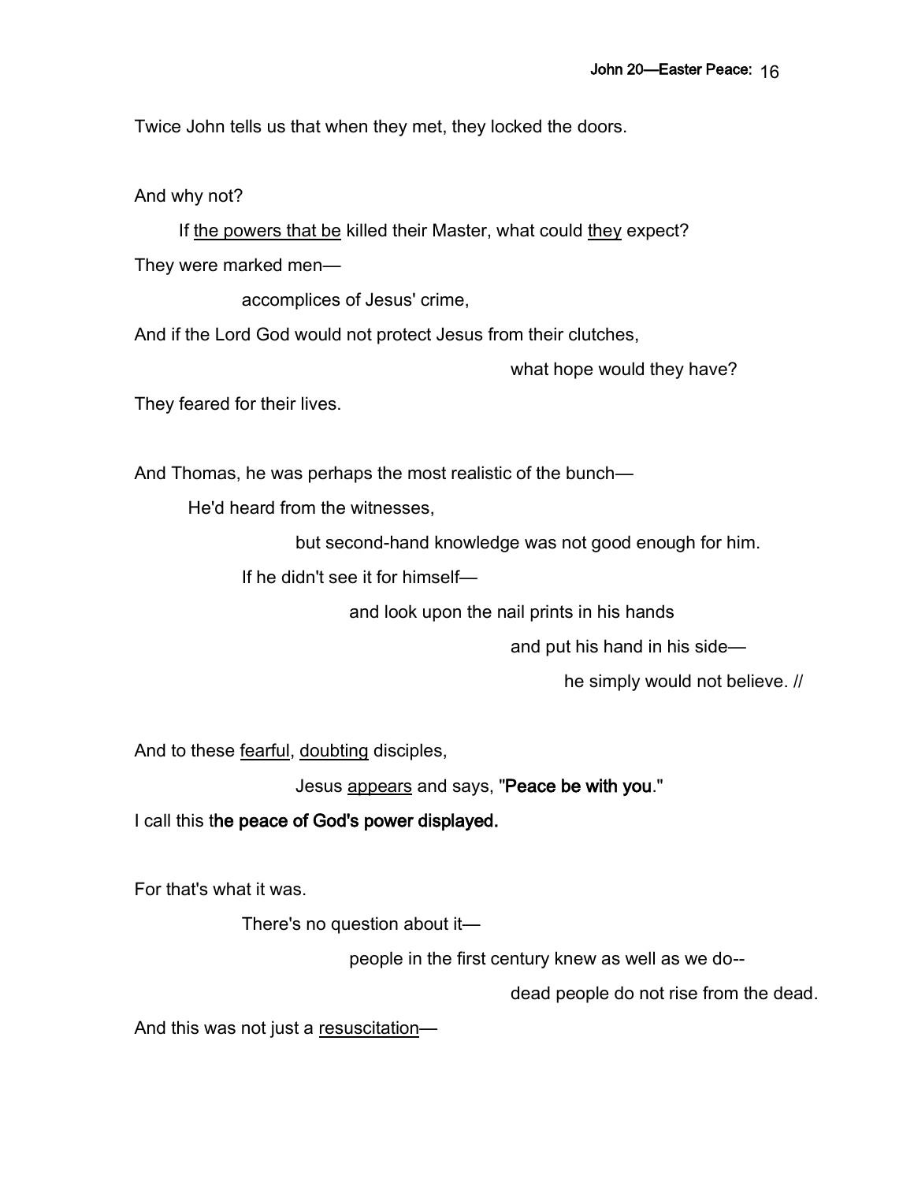Twice John tells us that when they met, they locked the doors.

And why not?

If <u>the powers that be</u> killed their Master, what could <u>they</u> expect?

They were marked men—

accomplices of Jesus' crime,

And if the Lord God would not protect Jesus from their clutches,

what hope would they have?

They feared for their lives.

And Thomas, he was perhaps the most realistic of the bunch—

He'd heard from the witnesses,

but second-hand knowledge was not good enough for him.

If he didn't see it for himself—

and look upon the nail prints in his hands

and put his hand in his side—

he simply would not believe. //

And to these <u>fearful</u>, <u>doubting</u> disciples,

Jesus <u>appears</u> and says, "**Peace be with you**."

I call this t**he peace of God's power displayed.**

For that's what it was.

There's no question about it—

people in the first century knew as well as we do--

dead people do not rise from the dead.

And this was not just a <u>resuscitation</u>—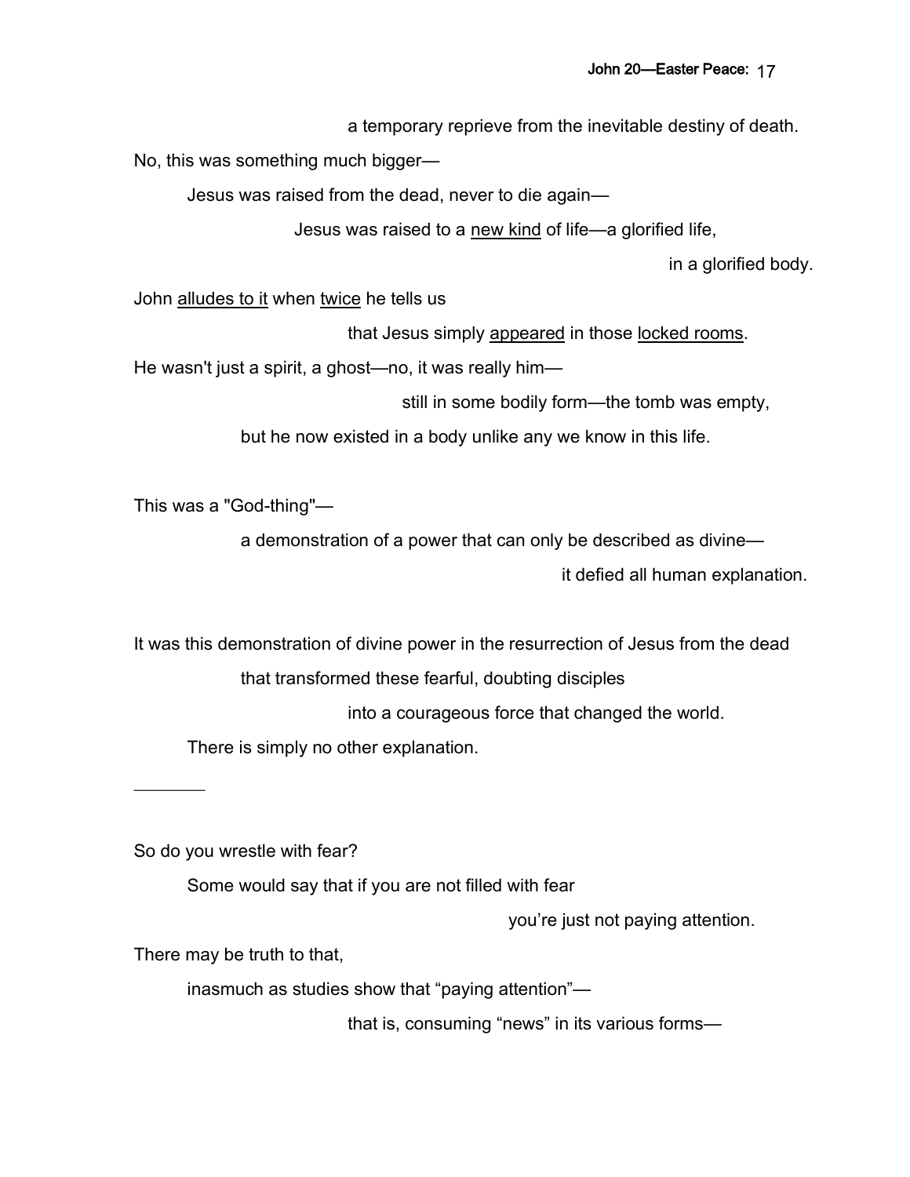a temporary reprieve from the inevitable destiny of death.

No, this was something much bigger—

Jesus was raised from the dead, never to die again—

Jesus was raised to a <u>new kind</u> of life—a glorified life,

in a glorified body.

John <u>alludes to it</u> when <u>twice</u> he tells us

that Jesus simply <u>appeared</u> in those <u>locked rooms</u>.

He wasn't just a spirit, a ghost—no, it was really him—

still in some bodily form—the tomb was empty,

but he now existed in a body unlike any we know in this life.

This was a "God-thing"—

a demonstration of a power that can only be described as divine—

it defied all human explanation.

It was this demonstration of divine power in the resurrection of Jesus from the dead

that transformed these fearful, doubting disciples

into a courageous force that changed the world.

There is simply no other explanation.

---

So do you wrestle with fear?

Some would say that if you are not filled with fear

you're just not paying attention.

There may be truth to that,

inasmuch as studies show that "paying attention"—

that is, consuming "news" in its various forms—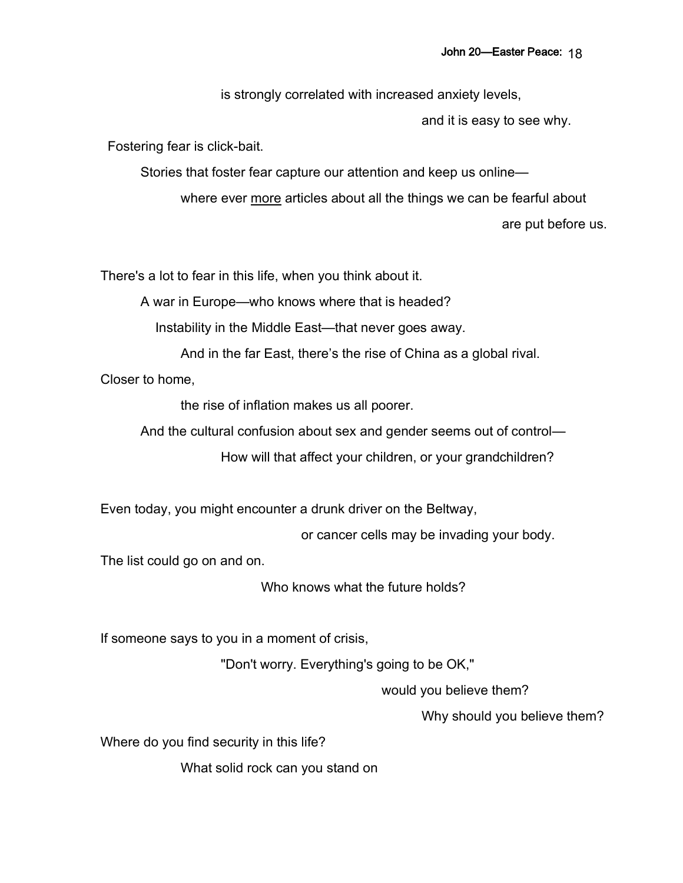is strongly correlated with increased anxiety levels,

and it is easy to see why.

Fostering fear is click-bait.

Stories that foster fear capture our attention and keep us online—

where ever <u>more</u> articles about all the things we can be fearful about

are put before us.

There's a lot to fear in this life, when you think about it.

A war in Europe—who knows where that is headed?

Instability in the Middle East—that never goes away.

And in the far East, there's the rise of China as a global rival.

Closer to home,

the rise of inflation makes us all poorer.

And the cultural confusion about sex and gender seems out of control—

How will that affect your children, or your grandchildren?

Even today, you might encounter a drunk driver on the Beltway,

or cancer cells may be invading your body.

The list could go on and on.

Who knows what the future holds?

If someone says to you in a moment of crisis,

"Don't worry. Everything's going to be OK,"

would you believe them?

Why should you believe them?

Where do you find security in this life?

What solid rock can you stand on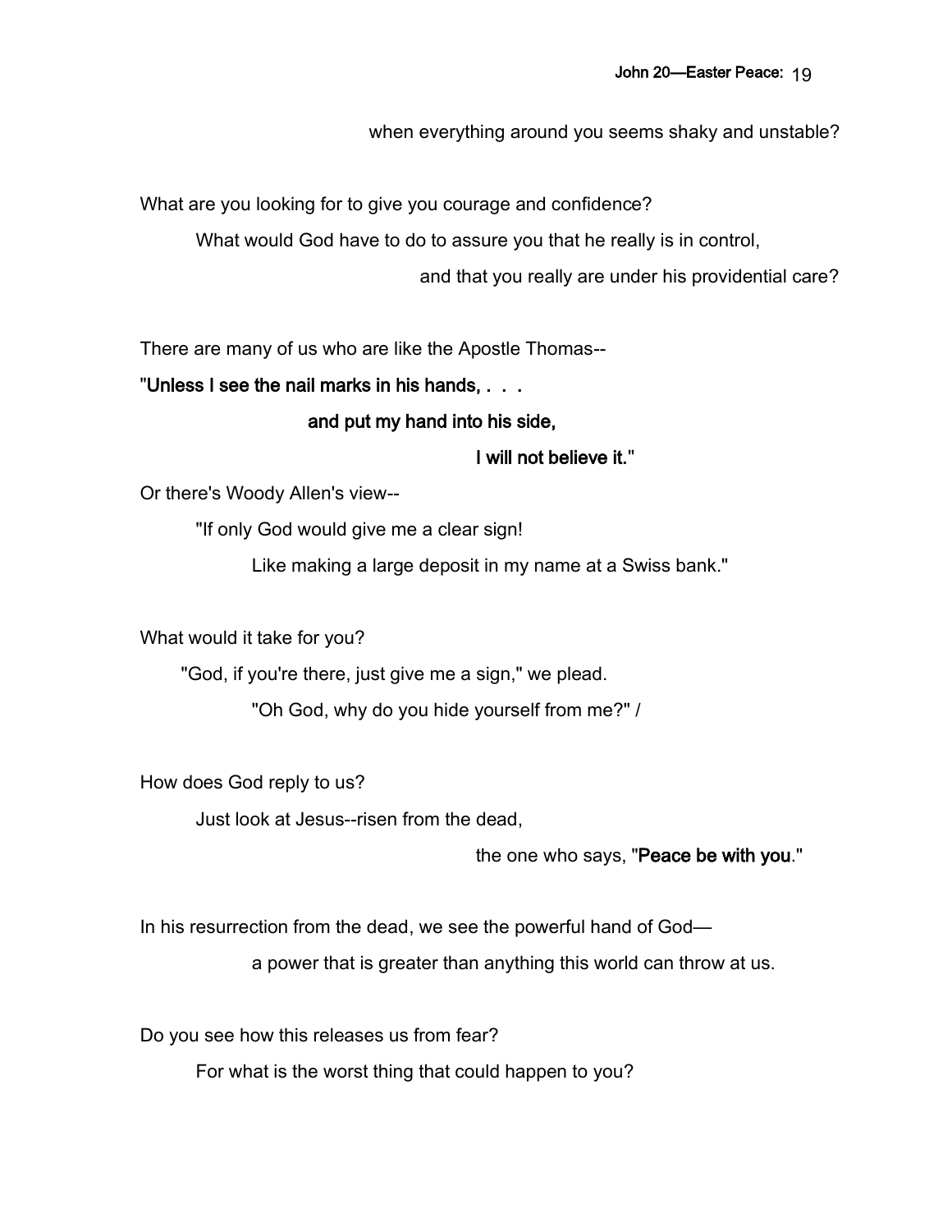when everything around you seems shaky and unstable?

What are you looking for to give you courage and confidence?

What would God have to do to assure you that he really is in control,

and that you really are under his providential care?

There are many of us who are like the Apostle Thomas--

"**Unless I see the nail marks in his hands, . . .**

**and put my hand into his side,**

**I will not believe it.**"

Or there's Woody Allen's view--

"If only God would give me a clear sign!

Like making a large deposit in my name at a Swiss bank."

What would it take for you?

"God, if you're there, just give me a sign," we plead.

"Oh God, why do you hide yourself from me?" /

How does God reply to us?

Just look at Jesus--risen from the dead,

the one who says, "**Peace be with you**."

In his resurrection from the dead, we see the powerful hand of God—

a power that is greater than anything this world can throw at us.

Do you see how this releases us from fear?

For what is the worst thing that could happen to you?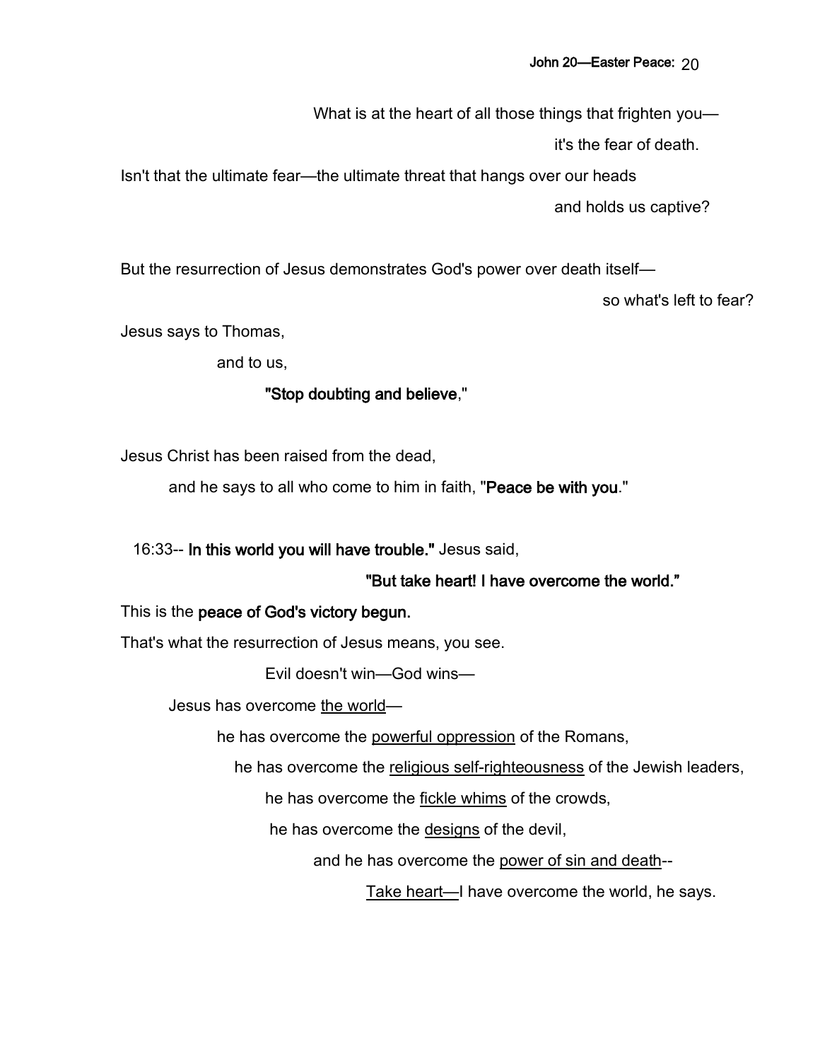What is at the heart of all those things that frighten you—

it's the fear of death.

Isn't that the ultimate fear—the ultimate threat that hangs over our heads

and holds us captive?

But the resurrection of Jesus demonstrates God's power over death itself—

so what's left to fear?

Jesus says to Thomas,

and to us,

**"Stop doubting and believe**,"

Jesus Christ has been raised from the dead,

and he says to all who come to him in faith, "**Peace be with you**."

16:33-- **In this world you will have trouble."** Jesus said,

**"But take heart! I have overcome the world."**

This is the **peace of God's victory begun.**

That's what the resurrection of Jesus means, you see.

Evil doesn't win—God wins—

Jesus has overcome <u>the world</u>—

he has overcome the <u>powerful oppression</u> of the Romans,

he has overcome the <u>religious self-righteousness</u> of the Jewish leaders,

he has overcome the <u>fickle whims</u> of the crowds,

he has overcome the <u>designs</u> of the devil,

and he has overcome the <u>power of sin and death</u>--

<u>Take heart—</u>I have overcome the world, he says.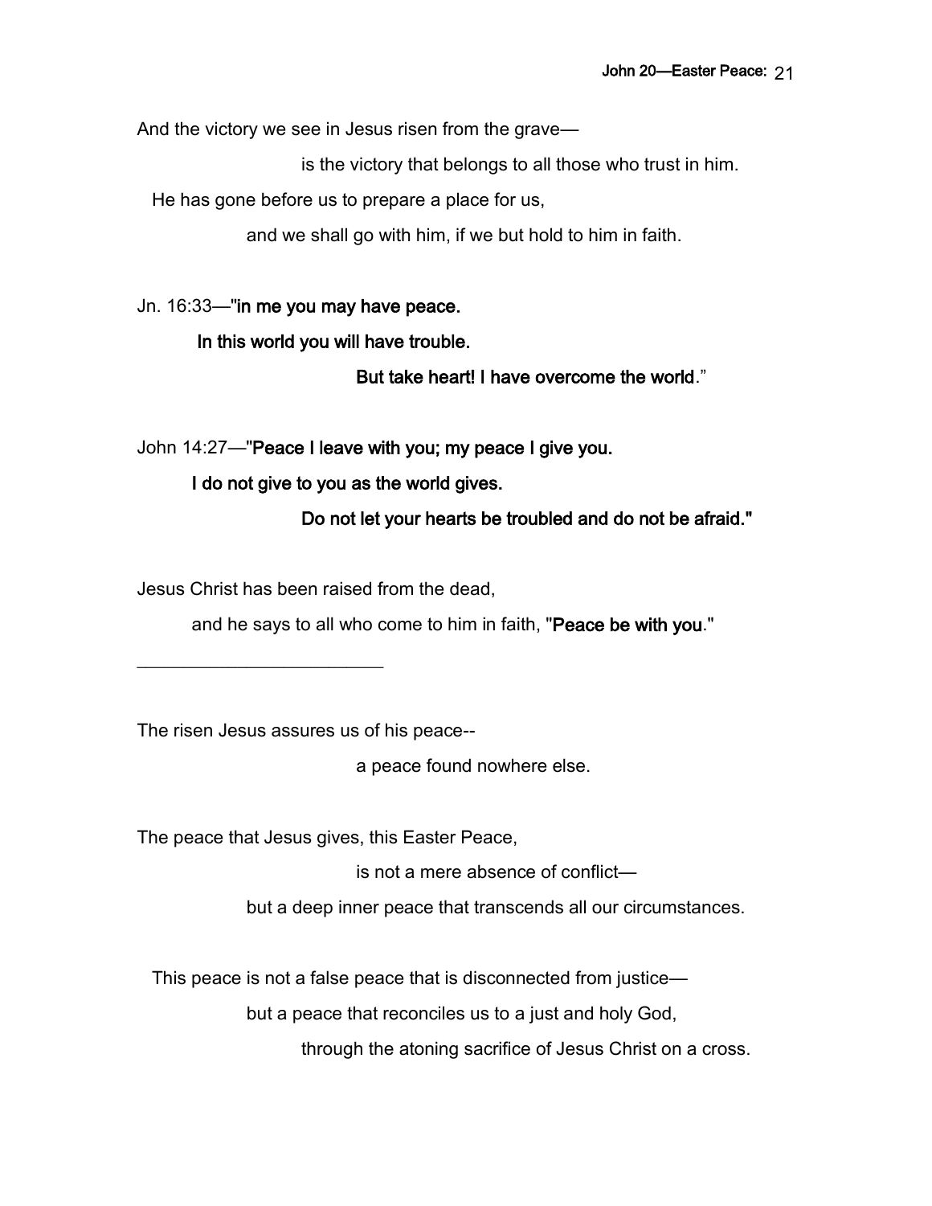And the victory we see in Jesus risen from the grave—

is the victory that belongs to all those who trust in him.

He has gone before us to prepare a place for us,

and we shall go with him, if we but hold to him in faith.

Jn. 16:33—"**in me you may have peace.**

**In this world you will have trouble.**

**But take heart! I have overcome the world**."

John 14:27—"**Peace I leave with you; my peace I give you.**

**I do not give to you as the world gives.**

**Do not let your hearts be troubled and do not be afraid."**

Jesus Christ has been raised from the dead,

and he says to all who come to him in faith, "**Peace be with you**."

---

The risen Jesus assures us of his peace--

a peace found nowhere else.

The peace that Jesus gives, this Easter Peace,

is not a mere absence of conflict—

but a deep inner peace that transcends all our circumstances.

This peace is not a false peace that is disconnected from justice—

but a peace that reconciles us to a just and holy God,

through the atoning sacrifice of Jesus Christ on a cross.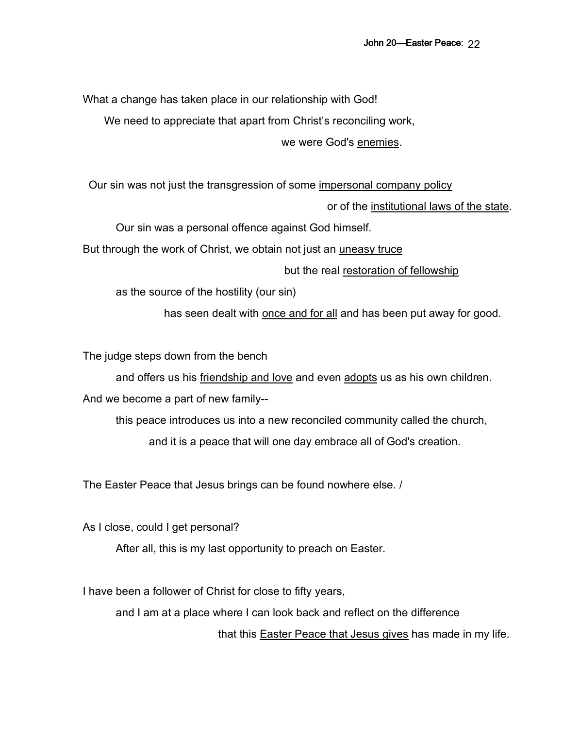What a change has taken place in our relationship with God!

We need to appreciate that apart from Christ's reconciling work,

we were God's <u>enemies</u>.

Our sin was not just the transgression of some <u>impersonal company policy</u>

or of the <u>institutional laws of the state</u>.

Our sin was a personal offence against God himself.

But through the work of Christ, we obtain not just an <u>uneasy truce</u>

but the real <u>restoration of fellowship</u>

as the source of the hostility (our sin)

has seen dealt with <u>once and for all</u> and has been put away for good.

The judge steps down from the bench

and offers us his <u>friendship and love</u> and even <u>adopts</u> us as his own children.

And we become a part of new family--

this peace introduces us into a new reconciled community called the church,

and it is a peace that will one day embrace all of God's creation.

The Easter Peace that Jesus brings can be found nowhere else. /

As I close, could I get personal?

After all, this is my last opportunity to preach on Easter.

I have been a follower of Christ for close to fifty years,

and I am at a place where I can look back and reflect on the difference

that this <u>Easter Peace that Jesus gives</u> has made in my life.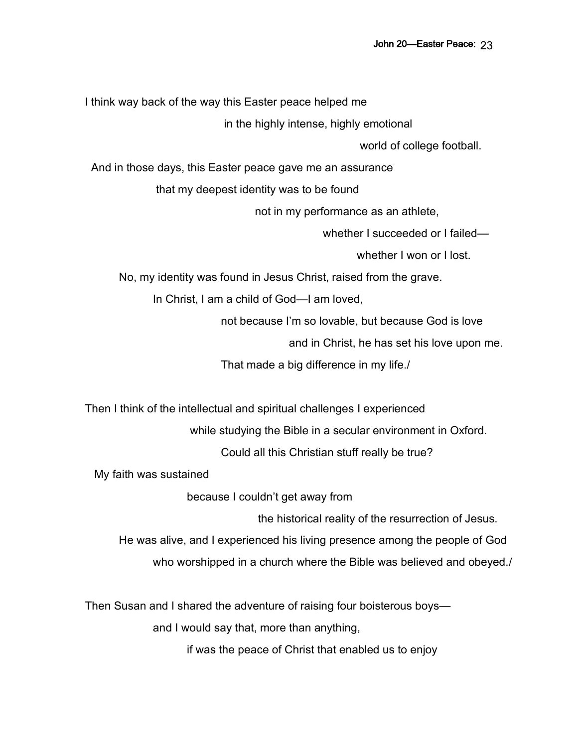I think way back of the way this Easter peace helped me
in the highly intense, highly emotional
world of college football.
And in those days, this Easter peace gave me an assurance
that my deepest identity was to be found
not in my performance as an athlete,
whether I succeeded or I failed—
whether I won or I lost.
No, my identity was found in Jesus Christ, raised from the grave.
In Christ, I am a child of God—I am loved,
not because I'm so lovable, but because God is love
and in Christ, he has set his love upon me.
That made a big difference in my life./

Then I think of the intellectual and spiritual challenges I experienced
while studying the Bible in a secular environment in Oxford.
Could all this Christian stuff really be true?
My faith was sustained
because I couldn't get away from
the historical reality of the resurrection of Jesus.
He was alive, and I experienced his living presence among the people of God
who worshipped in a church where the Bible was believed and obeyed./

Then Susan and I shared the adventure of raising four boisterous boys—
and I would say that, more than anything,
if was the peace of Christ that enabled us to enjoy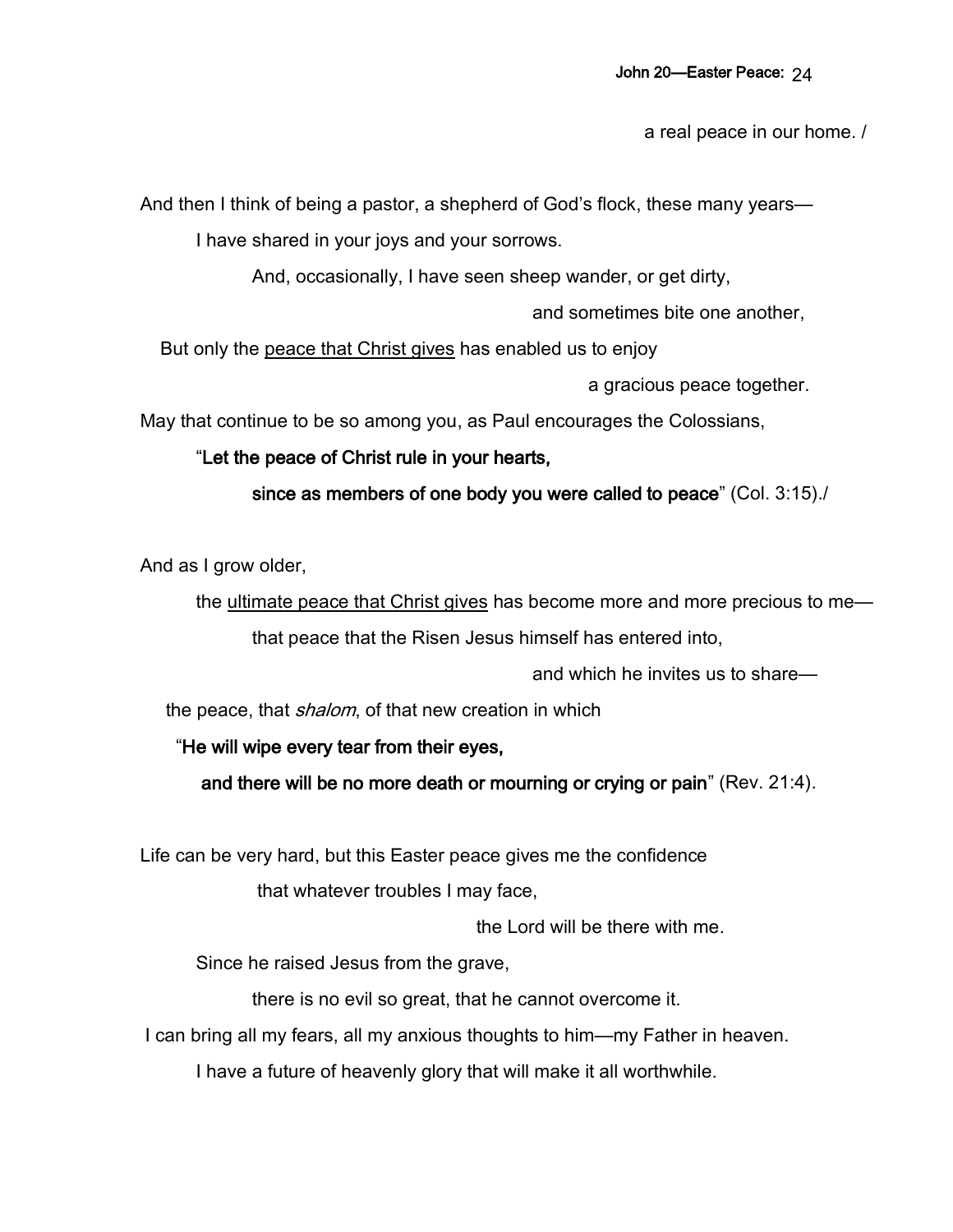a real peace in our home. /

And then I think of being a pastor, a shepherd of God's flock, these many years—

I have shared in your joys and your sorrows.

And, occasionally, I have seen sheep wander, or get dirty,

and sometimes bite one another,

But only the <u>peace that Christ gives</u> has enabled us to enjoy

a gracious peace together.

May that continue to be so among you, as Paul encourages the Colossians,

"**Let the peace of Christ rule in your hearts,**

**since as members of one body you were called to peace**" (Col. 3:15)./

And as I grow older,

the <u>ultimate peace that Christ gives</u> has become more and more precious to me—

that peace that the Risen Jesus himself has entered into,

and which he invites us to share—

the peace, that *shalom*, of that new creation in which

"**He will wipe every tear from their eyes,**

**and there will be no more death or mourning or crying or pain**" (Rev. 21:4).

Life can be very hard, but this Easter peace gives me the confidence

that whatever troubles I may face,

the Lord will be there with me.

Since he raised Jesus from the grave,

there is no evil so great, that he cannot overcome it.

I can bring all my fears, all my anxious thoughts to him—my Father in heaven.

I have a future of heavenly glory that will make it all worthwhile.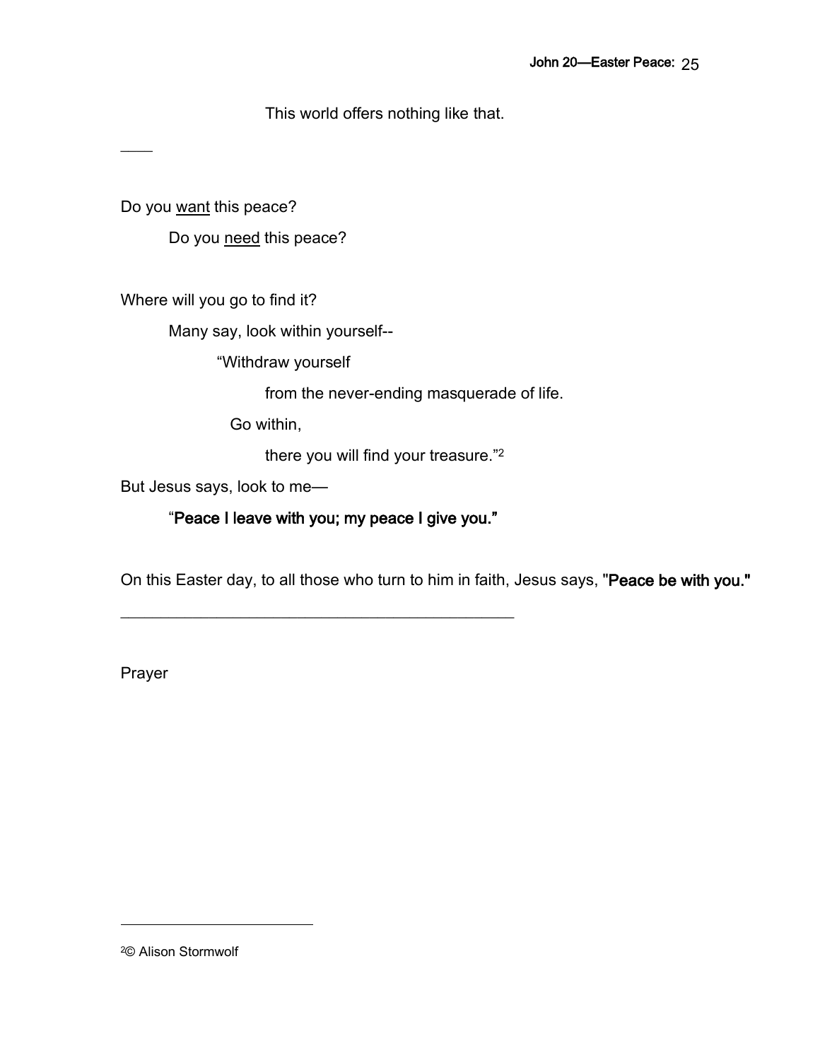This world offers nothing like that.

\_\_\_\_

Do you <u>want</u> this peace?

Do you <u>need</u> this peace?

Where will you go to find it?

Many say, look within yourself--

"Withdraw yourself

from the never-ending masquerade of life.

Go within,

there you will find your treasure."[2]

But Jesus says, look to me—

"**Peace I leave with you; my peace I give you.**"

On this Easter day, to all those who turn to him in faith, Jesus says, "**Peace be with you.**"

---

Prayer

---

[2]© Alison Stormwolf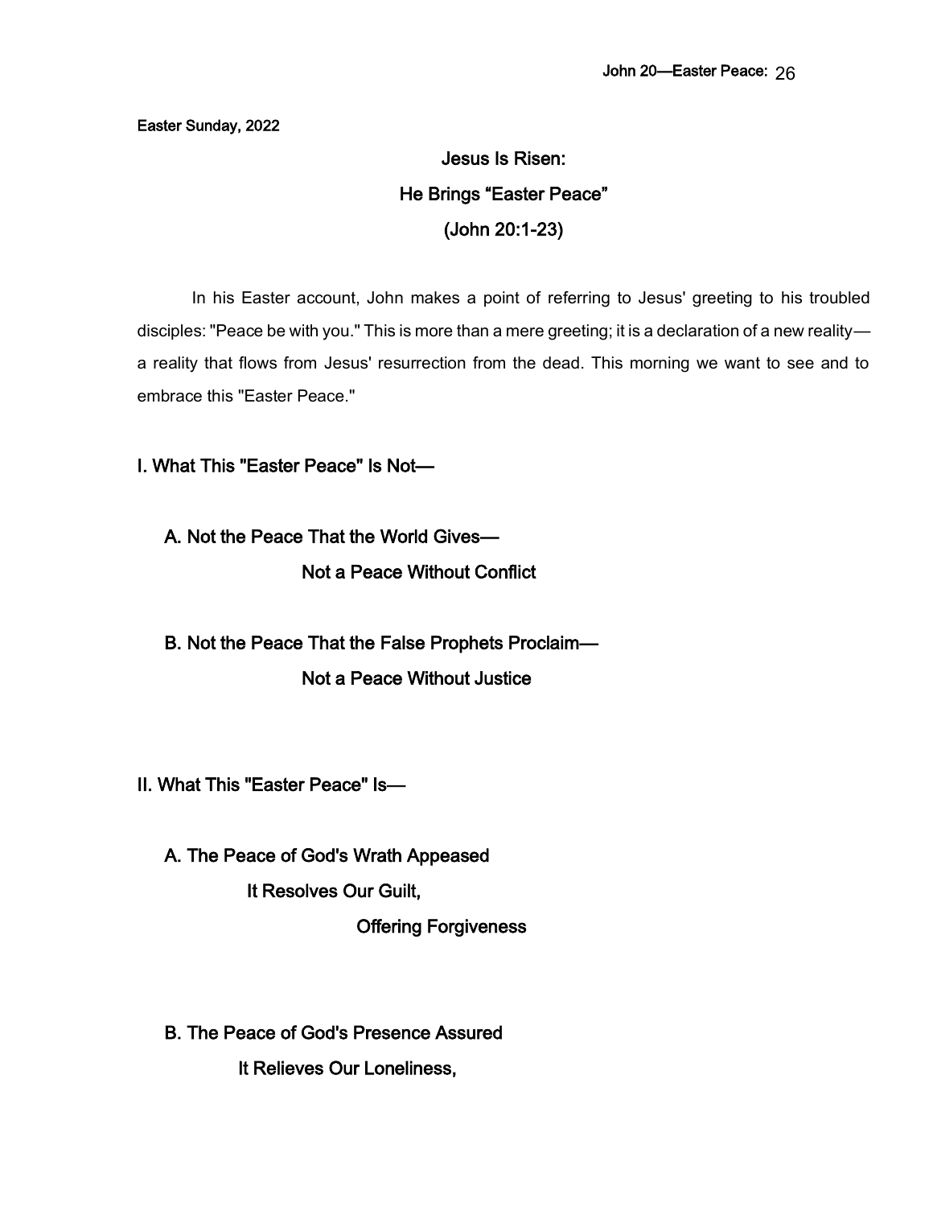Easter Sunday, 2022

# Jesus Is Risen:
# He Brings “Easter Peace”
# (John 20:1-23)

In his Easter account, John makes a point of referring to Jesus' greeting to his troubled disciples: "Peace be with you." This is more than a mere greeting; it is a declaration of a new reality—a reality that flows from Jesus' resurrection from the dead. This morning we want to see and to embrace this "Easter Peace."

## I. What This "Easter Peace" Is Not—

### A. Not the Peace That the World Gives—
**Not a Peace Without Conflict**

### B. Not the Peace That the False Prophets Proclaim—
**Not a Peace Without Justice**

## II. What This "Easter Peace" Is—

### A. The Peace of God's Wrath Appeased
**It Resolves Our Guilt,**
**Offering Forgiveness**

### B. The Peace of God's Presence Assured
**It Relieves Our Loneliness,**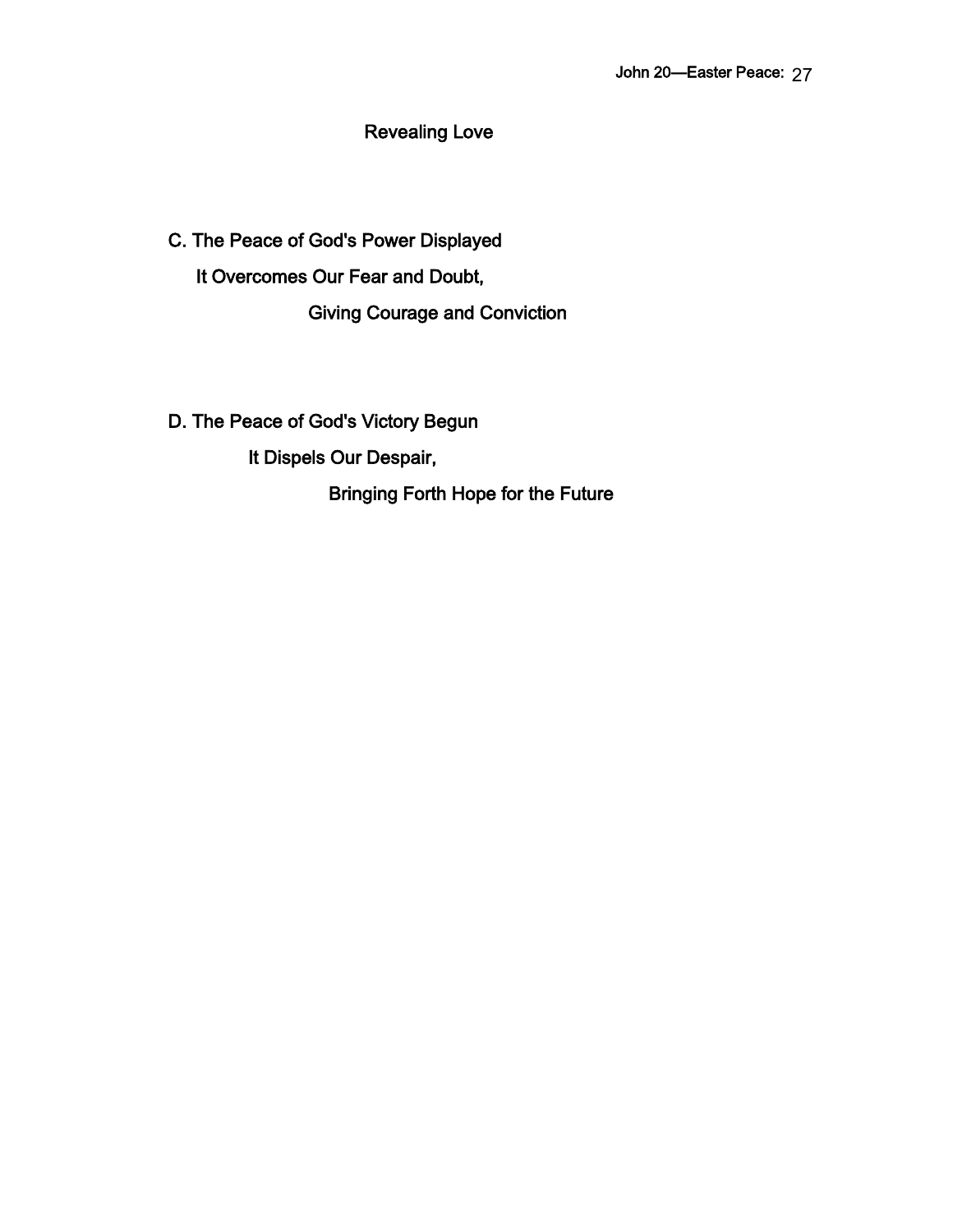Revealing Love

C. The Peace of God's Power Displayed

It Overcomes Our Fear and Doubt,

Giving Courage and Conviction

D. The Peace of God's Victory Begun

It Dispels Our Despair,

Bringing Forth Hope for the Future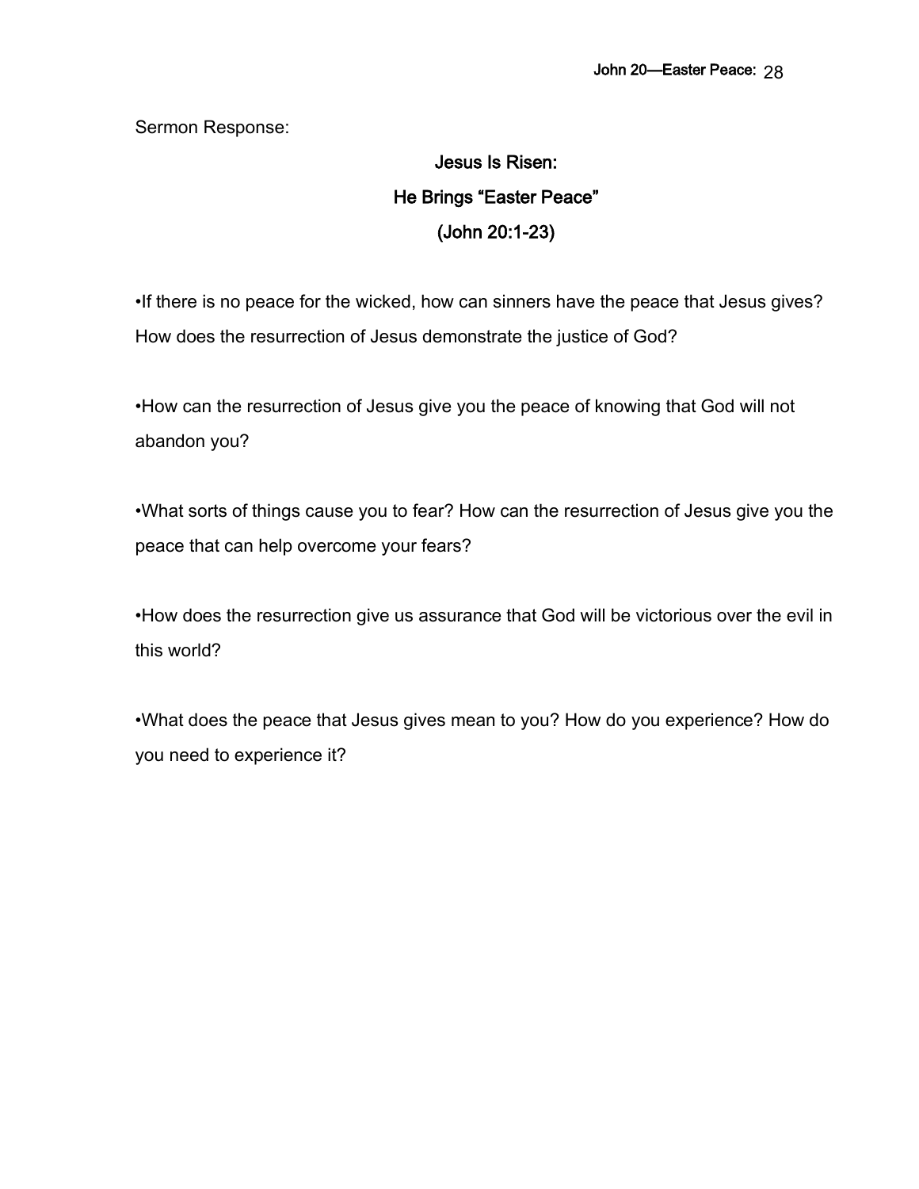Sermon Response:

**Jesus Is Risen:**
**He Brings "Easter Peace"**
**(John 20:1-23)**

•If there is no peace for the wicked, how can sinners have the peace that Jesus gives? How does the resurrection of Jesus demonstrate the justice of God?

•How can the resurrection of Jesus give you the peace of knowing that God will not abandon you?

•What sorts of things cause you to fear? How can the resurrection of Jesus give you the peace that can help overcome your fears?

•How does the resurrection give us assurance that God will be victorious over the evil in this world?

•What does the peace that Jesus gives mean to you? How do you experience? How do you need to experience it?